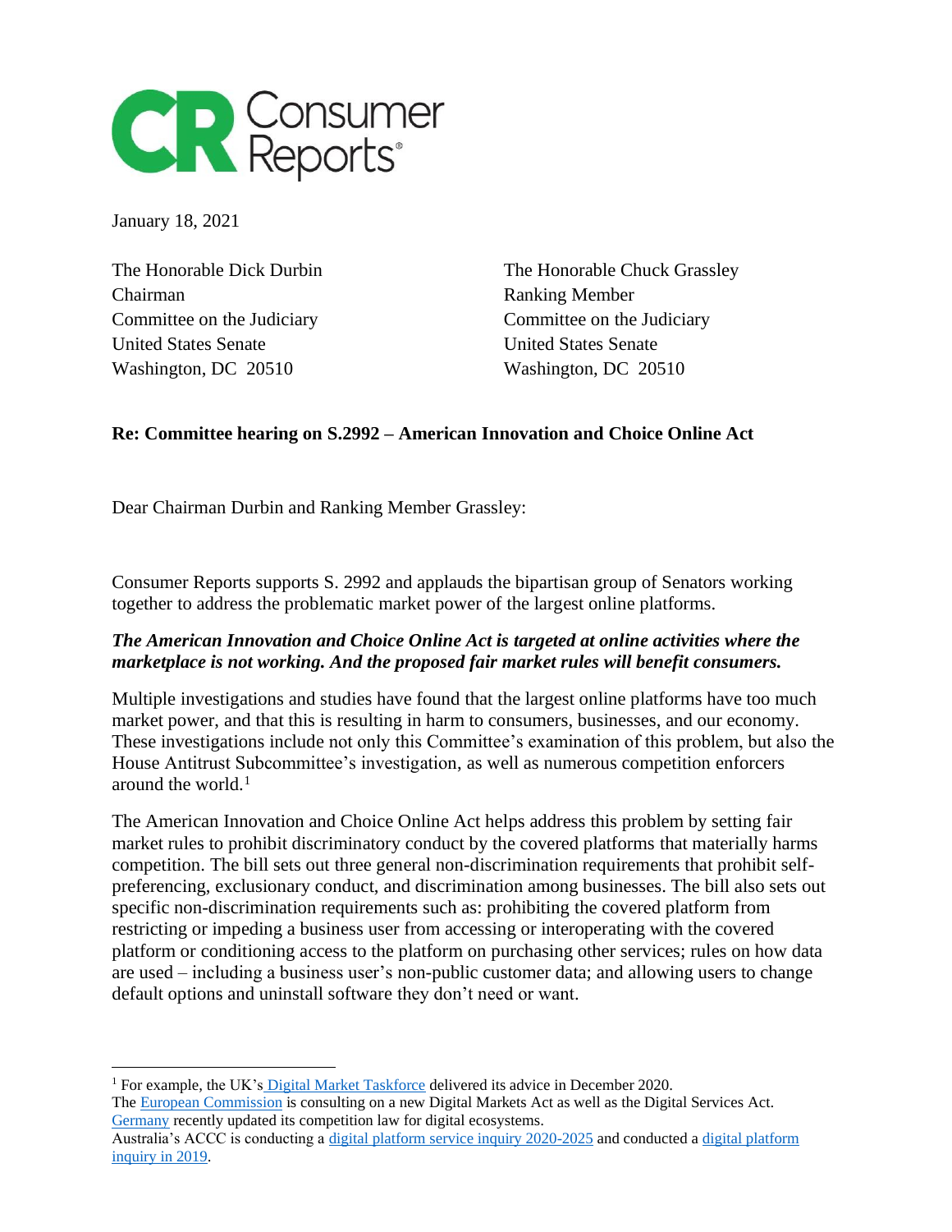Consumer Reports

January 18, 2021

The Honorable Dick Durbin
Chairman
Committee on the Judiciary
United States Senate
Washington, DC 20510

The Honorable Chuck Grassley
Ranking Member
Committee on the Judiciary
United States Senate
Washington, DC 20510

**Re: Committee hearing on S.2992 – American Innovation and Choice Online Act**

Dear Chairman Durbin and Ranking Member Grassley:

Consumer Reports supports S. 2992 and applauds the bipartisan group of Senators working together to address the problematic market power of the largest online platforms.

***The American Innovation and Choice Online Act is targeted at online activities where the marketplace is not working. And the proposed fair market rules will benefit consumers.***

Multiple investigations and studies have found that the largest online platforms have too much market power, and that this is resulting in harm to consumers, businesses, and our economy. These investigations include not only this Committee's examination of this problem, but also the House Antitrust Subcommittee's investigation, as well as numerous competition enforcers around the world.[1]

The American Innovation and Choice Online Act helps address this problem by setting fair market rules to prohibit discriminatory conduct by the covered platforms that materially harms competition. The bill sets out three general non-discrimination requirements that prohibit self-preferencing, exclusionary conduct, and discrimination among businesses. The bill also sets out specific non-discrimination requirements such as: prohibiting the covered platform from restricting or impeding a business user from accessing or interoperating with the covered platform or conditioning access to the platform on purchasing other services; rules on how data are used – including a business user's non-public customer data; and allowing users to change default options and uninstall software they don't need or want.

---

[1] For example, the UK's Digital Market Taskforce delivered its advice in December 2020.
The European Commission is consulting on a new Digital Markets Act as well as the Digital Services Act.
Germany recently updated its competition law for digital ecosystems.
Australia's ACCC is conducting a digital platform service inquiry 2020-2025 and conducted a digital platform inquiry in 2019.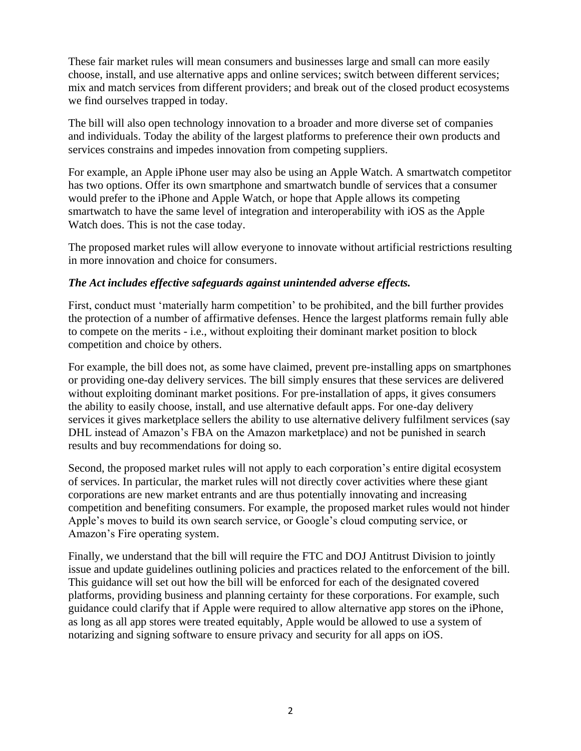These fair market rules will mean consumers and businesses large and small can more easily choose, install, and use alternative apps and online services; switch between different services; mix and match services from different providers; and break out of the closed product ecosystems we find ourselves trapped in today.

The bill will also open technology innovation to a broader and more diverse set of companies and individuals. Today the ability of the largest platforms to preference their own products and services constrains and impedes innovation from competing suppliers.

For example, an Apple iPhone user may also be using an Apple Watch. A smartwatch competitor has two options. Offer its own smartphone and smartwatch bundle of services that a consumer would prefer to the iPhone and Apple Watch, or hope that Apple allows its competing smartwatch to have the same level of integration and interoperability with iOS as the Apple Watch does. This is not the case today.

The proposed market rules will allow everyone to innovate without artificial restrictions resulting in more innovation and choice for consumers.

***The Act includes effective safeguards against unintended adverse effects.***

First, conduct must 'materially harm competition' to be prohibited, and the bill further provides the protection of a number of affirmative defenses. Hence the largest platforms remain fully able to compete on the merits - i.e., without exploiting their dominant market position to block competition and choice by others.

For example, the bill does not, as some have claimed, prevent pre-installing apps on smartphones or providing one-day delivery services. The bill simply ensures that these services are delivered without exploiting dominant market positions. For pre-installation of apps, it gives consumers the ability to easily choose, install, and use alternative default apps. For one-day delivery services it gives marketplace sellers the ability to use alternative delivery fulfilment services (say DHL instead of Amazon's FBA on the Amazon marketplace) and not be punished in search results and buy recommendations for doing so.

Second, the proposed market rules will not apply to each corporation's entire digital ecosystem of services. In particular, the market rules will not directly cover activities where these giant corporations are new market entrants and are thus potentially innovating and increasing competition and benefiting consumers. For example, the proposed market rules would not hinder Apple's moves to build its own search service, or Google's cloud computing service, or Amazon's Fire operating system.

Finally, we understand that the bill will require the FTC and DOJ Antitrust Division to jointly issue and update guidelines outlining policies and practices related to the enforcement of the bill. This guidance will set out how the bill will be enforced for each of the designated covered platforms, providing business and planning certainty for these corporations. For example, such guidance could clarify that if Apple were required to allow alternative app stores on the iPhone, as long as all app stores were treated equitably, Apple would be allowed to use a system of notarizing and signing software to ensure privacy and security for all apps on iOS.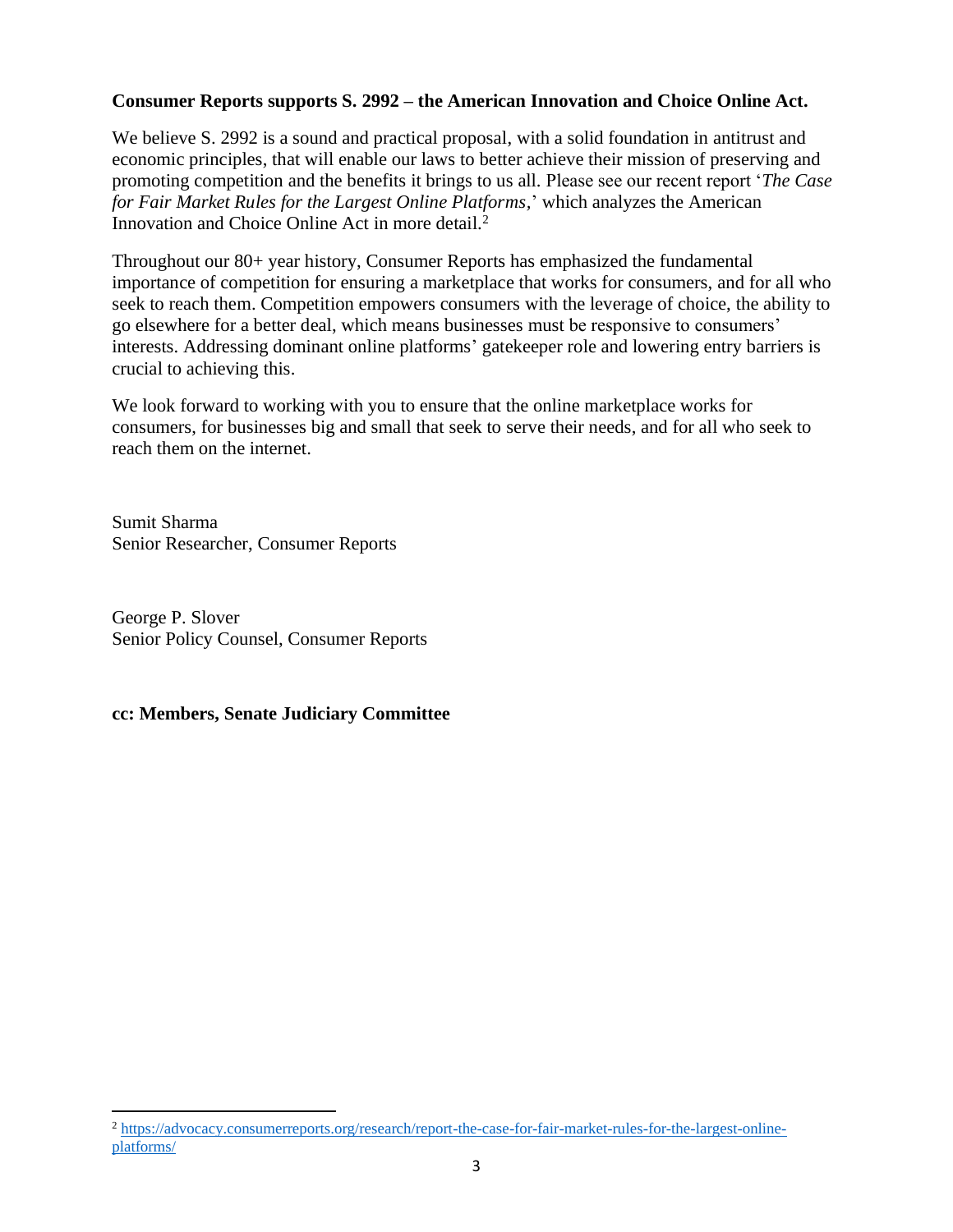**Consumer Reports supports S. 2992 – the American Innovation and Choice Online Act.**

We believe S. 2992 is a sound and practical proposal, with a solid foundation in antitrust and economic principles, that will enable our laws to better achieve their mission of preserving and promoting competition and the benefits it brings to us all. Please see our recent report '*The Case for Fair Market Rules for the Largest Online Platforms*,' which analyzes the American Innovation and Choice Online Act in more detail.[2]

Throughout our 80+ year history, Consumer Reports has emphasized the fundamental importance of competition for ensuring a marketplace that works for consumers, and for all who seek to reach them. Competition empowers consumers with the leverage of choice, the ability to go elsewhere for a better deal, which means businesses must be responsive to consumers' interests. Addressing dominant online platforms' gatekeeper role and lowering entry barriers is crucial to achieving this.

We look forward to working with you to ensure that the online marketplace works for consumers, for businesses big and small that seek to serve their needs, and for all who seek to reach them on the internet.

Sumit Sharma
Senior Researcher, Consumer Reports

George P. Slover
Senior Policy Counsel, Consumer Reports

**cc: Members, Senate Judiciary Committee**

---

[2] https://advocacy.consumerreports.org/research/report-the-case-for-fair-market-rules-for-the-largest-online-platforms/